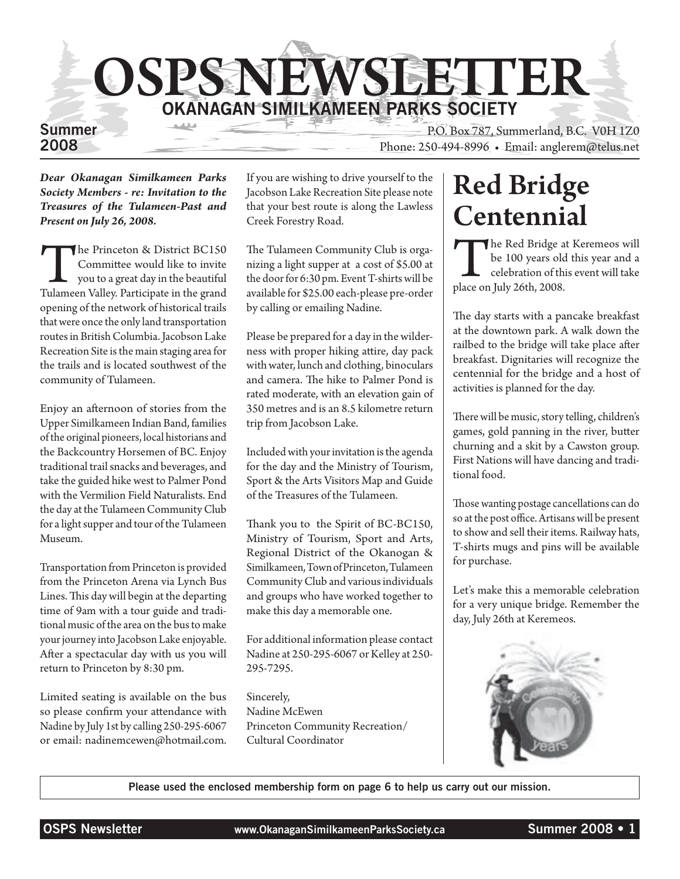# OSPS NEWSLETTER

## OKANAGAN SIMILKAMEEN PARKS SOCIETY

Summer 2008

P.O. Box 787, Summerland, B.C. V0H 1Z0
Phone: 250-494-8996 • Email: anglerem@telus.net

***Dear Okanagan Similkameen Parks Society Members - re: Invitation to the Treasures of the Tulameen-Past and Present on July 26, 2008.***

The Princeton & District BC150 Committee would like to invite you to a great day in the beautiful Tulameen Valley. Participate in the grand opening of the network of historical trails that were once the only land transportation routes in British Columbia. Jacobson Lake Recreation Site is the main staging area for the trails and is located southwest of the community of Tulameen.

Enjoy an afternoon of stories from the Upper Similkameen Indian Band, families of the original pioneers, local historians and the Backcountry Horsemen of BC. Enjoy traditional trail snacks and beverages, and take the guided hike west to Palmer Pond with the Vermilion Field Naturalists. End the day at the Tulameen Community Club for a light supper and tour of the Tulameen Museum.

Transportation from Princeton is provided from the Princeton Arena via Lynch Bus Lines. This day will begin at the departing time of 9am with a tour guide and traditional music of the area on the bus to make your journey into Jacobson Lake enjoyable. After a spectacular day with us you will return to Princeton by 8:30 pm.

Limited seating is available on the bus so please confirm your attendance with Nadine by July 1st by calling 250-295-6067 or email: nadinemcewen@hotmail.com.

If you are wishing to drive yourself to the Jacobson Lake Recreation Site please note that your best route is along the Lawless Creek Forestry Road.

The Tulameen Community Club is organizing a light supper at a cost of $5.00 at the door for 6:30 pm. Event T-shirts will be available for $25.00 each-please pre-order by calling or emailing Nadine.

Please be prepared for a day in the wilderness with proper hiking attire, day pack with water, lunch and clothing, binoculars and camera. The hike to Palmer Pond is rated moderate, with an elevation gain of 350 metres and is an 8.5 kilometre return trip from Jacobson Lake.

Included with your invitation is the agenda for the day and the Ministry of Tourism, Sport & the Arts Visitors Map and Guide of the Treasures of the Tulameen.

Thank you to the Spirit of BC-BC150, Ministry of Tourism, Sport and Arts, Regional District of the Okanogan & Similkameen, Town of Princeton, Tulameen Community Club and various individuals and groups who have worked together to make this day a memorable one.

For additional information please contact Nadine at 250-295-6067 or Kelley at 250-295-7295.

Sincerely,
Nadine McEwen
Princeton Community Recreation/Cultural Coordinator

# Red Bridge Centennial

The Red Bridge at Keremeos will be 100 years old this year and a celebration of this event will take place on July 26th, 2008.

The day starts with a pancake breakfast at the downtown park. A walk down the railbed to the bridge will take place after breakfast. Dignitaries will recognize the centennial for the bridge and a host of activities is planned for the day.

There will be music, story telling, children's games, gold panning in the river, butter churning and a skit by a Cawston group. First Nations will have dancing and traditional food.

Those wanting postage cancellations can do so at the post office. Artisans will be present to show and sell their items. Railway hats, T-shirts mugs and pins will be available for purchase.

Let's make this a memorable celebration for a very unique bridge. Remember the day, July 26th at Keremeos.

**Please used the enclosed membership form on page 6 to help us carry out our mission.**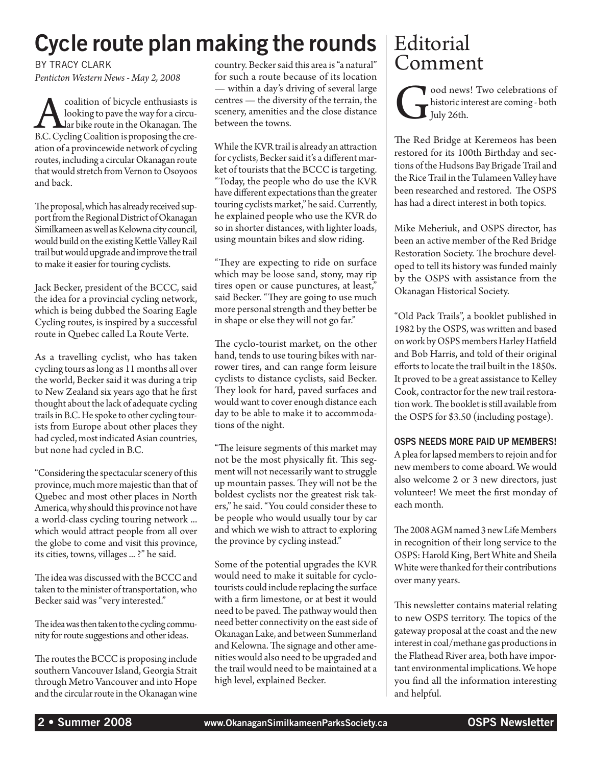# Cycle route plan making the rounds

BY TRACY CLARK

*Penticton Western News - May 2, 2008*

A coalition of bicycle enthusiasts is looking to pave the way for a circular bike route in the Okanagan. The B.C. Cycling Coalition is proposing the creation of a provincewide network of cycling routes, including a circular Okanagan route that would stretch from Vernon to Osoyoos and back.

The proposal, which has already received support from the Regional District of Okanagan Similkameen as well as Kelowna city council, would build on the existing Kettle Valley Rail trail but would upgrade and improve the trail to make it easier for touring cyclists.

Jack Becker, president of the BCCC, said the idea for a provincial cycling network, which is being dubbed the Soaring Eagle Cycling routes, is inspired by a successful route in Quebec called La Route Verte.

As a travelling cyclist, who has taken cycling tours as long as 11 months all over the world, Becker said it was during a trip to New Zealand six years ago that he first thought about the lack of adequate cycling trails in B.C. He spoke to other cycling tourists from Europe about other places they had cycled, most indicated Asian countries, but none had cycled in B.C.

"Considering the spectacular scenery of this province, much more majestic than that of Quebec and most other places in North America, why should this province not have a world-class cycling touring network ... which would attract people from all over the globe to come and visit this province, its cities, towns, villages ... ?" he said.

The idea was discussed with the BCCC and taken to the minister of transportation, who Becker said was "very interested."

The idea was then taken to the cycling community for route suggestions and other ideas.

The routes the BCCC is proposing include southern Vancouver Island, Georgia Strait through Metro Vancouver and into Hope and the circular route in the Okanagan wine country. Becker said this area is "a natural" for such a route because of its location — within a day's driving of several large centres — the diversity of the terrain, the scenery, amenities and the close distance between the towns.

While the KVR trail is already an attraction for cyclists, Becker said it's a different market of tourists that the BCCC is targeting. "Today, the people who do use the KVR have different expectations than the greater touring cyclists market," he said. Currently, he explained people who use the KVR do so in shorter distances, with lighter loads, using mountain bikes and slow riding.

"They are expecting to ride on surface which may be loose sand, stony, may rip tires open or cause punctures, at least," said Becker. "They are going to use much more personal strength and they better be in shape or else they will not go far."

The cyclo-tourist market, on the other hand, tends to use touring bikes with narrower tires, and can range form leisure cyclists to distance cyclists, said Becker. They look for hard, paved surfaces and would want to cover enough distance each day to be able to make it to accommodations of the night.

"The leisure segments of this market may not be the most physically fit. This segment will not necessarily want to struggle up mountain passes. They will not be the boldest cyclists nor the greatest risk takers," he said. "You could consider these to be people who would usually tour by car and which we wish to attract to exploring the province by cycling instead."

Some of the potential upgrades the KVR would need to make it suitable for cyclotourists could include replacing the surface with a firm limestone, or at best it would need to be paved. The pathway would then need better connectivity on the east side of Okanagan Lake, and between Summerland and Kelowna. The signage and other amenities would also need to be upgraded and the trail would need to be maintained at a high level, explained Becker.

# Editorial Comment

Good news! Two celebrations of historic interest are coming - both July 26th.

The Red Bridge at Keremeos has been restored for its 100th Birthday and sections of the Hudsons Bay Brigade Trail and the Rice Trail in the Tulameen Valley have been researched and restored. The OSPS has had a direct interest in both topics.

Mike Meheriuk, and OSPS director, has been an active member of the Red Bridge Restoration Society. The brochure developed to tell its history was funded mainly by the OSPS with assistance from the Okanagan Historical Society.

"Old Pack Trails", a booklet published in 1982 by the OSPS, was written and based on work by OSPS members Harley Hatfield and Bob Harris, and told of their original efforts to locate the trail built in the 1850s. It proved to be a great assistance to Kelley Cook, contractor for the new trail restoration work. The booklet is still available from the OSPS for $3.50 (including postage).

**OSPS NEEDS MORE PAID UP MEMBERS!**

A plea for lapsed members to rejoin and for new members to come aboard. We would also welcome 2 or 3 new directors, just volunteer! We meet the first monday of each month.

The 2008 AGM named 3 new Life Members in recognition of their long service to the OSPS: Harold King, Bert White and Sheila White were thanked for their contributions over many years.

This newsletter contains material relating to new OSPS territory. The topics of the gateway proposal at the coast and the new interest in coal/methane gas productions in the Flathead River area, both have important environmental implications. We hope you find all the information interesting and helpful.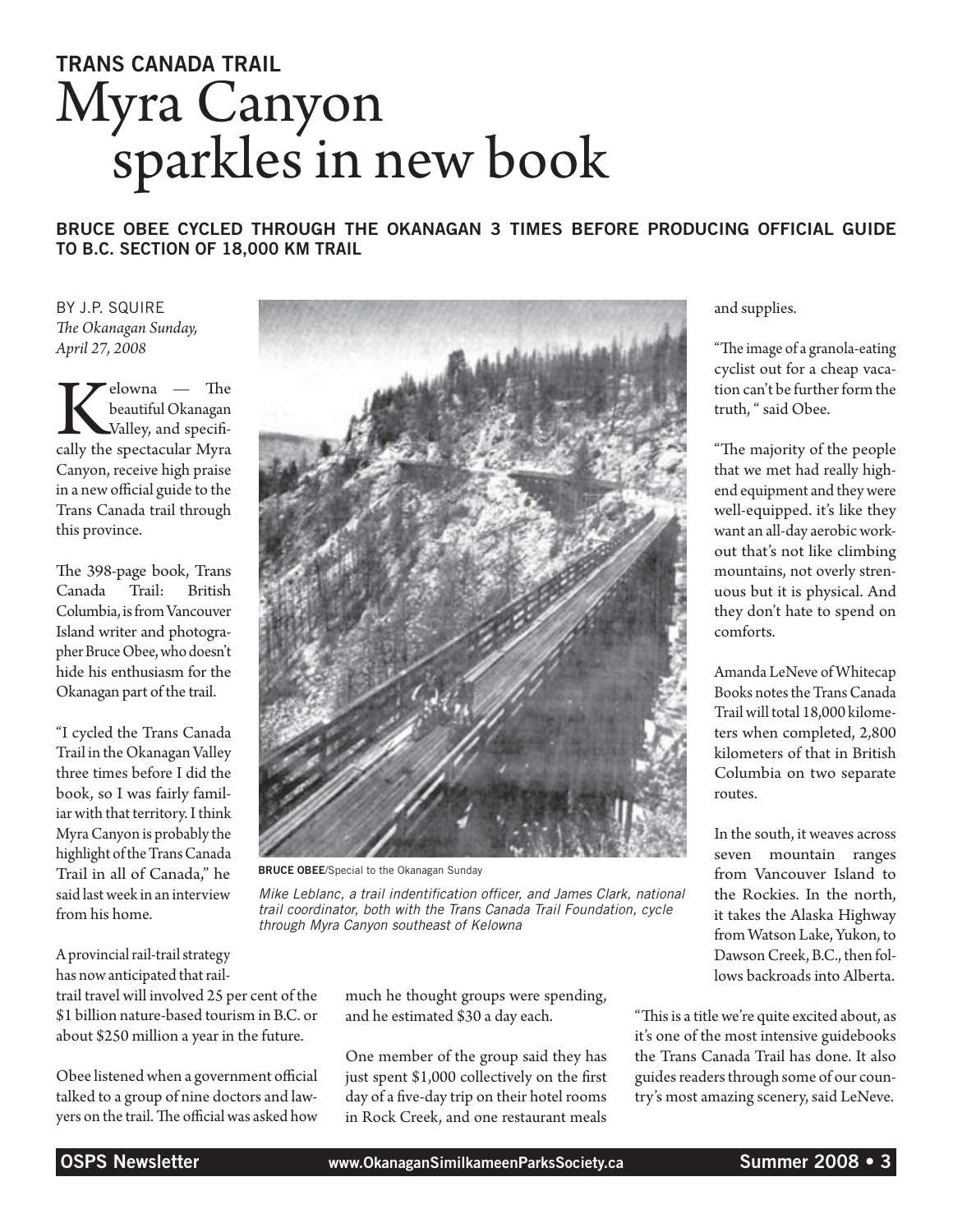## TRANS CANADA TRAIL

# Myra Canyon sparkles in new book

**BRUCE OBEE CYCLED THROUGH THE OKANAGAN 3 TIMES BEFORE PRODUCING OFFICIAL GUIDE TO B.C. SECTION OF 18,000 KM TRAIL**

BY J.P. SQUIRE
*The Okanagan Sunday, April 27, 2008*

Kelowna — The beautiful Okanagan Valley, and specifically the spectacular Myra Canyon, receive high praise in a new official guide to the Trans Canada trail through this province.

The 398-page book, Trans Canada Trail: British Columbia, is from Vancouver Island writer and photographer Bruce Obee, who doesn't hide his enthusiasm for the Okanagan part of the trail.

"I cycled the Trans Canada Trail in the Okanagan Valley three times before I did the book, so I was fairly familiar with that territory. I think Myra Canyon is probably the highlight of the Trans Canada Trail in all of Canada," he said last week in an interview from his home.

**BRUCE OBEE**/Special to the Okanagan Sunday

*Mike Leblanc, a trail indentification officer, and James Clark, national trail coordinator, both with the Trans Canada Trail Foundation, cycle through Myra Canyon southeast of Kelowna*

A provincial rail-trail strategy has now anticipated that rail-trail travel will involved 25 per cent of the $1 billion nature-based tourism in B.C. or about $250 million a year in the future.

Obee listened when a government official talked to a group of nine doctors and lawyers on the trail. The official was asked how much he thought groups were spending, and he estimated $30 a day each.

One member of the group said they has just spent $1,000 collectively on the first day of a five-day trip on their hotel rooms in Rock Creek, and one restaurant meals and supplies.

"The image of a granola-eating cyclist out for a cheap vacation can't be further form the truth, " said Obee.

"The majority of the people that we met had really high-end equipment and they were well-equipped. it's like they want an all-day aerobic workout that's not like climbing mountains, not overly strenuous but it is physical. And they don't hate to spend on comforts.

Amanda LeNeve of Whitecap Books notes the Trans Canada Trail will total 18,000 kilometers when completed, 2,800 kilometers of that in British Columbia on two separate routes.

In the south, it weaves across seven mountain ranges from Vancouver Island to the Rockies. In the north, it takes the Alaska Highway from Watson Lake, Yukon, to Dawson Creek, B.C., then follows backroads into Alberta.

"This is a title we're quite excited about, as it's one of the most intensive guidebooks the Trans Canada Trail has done. It also guides readers through some of our country's most amazing scenery, said LeNeve.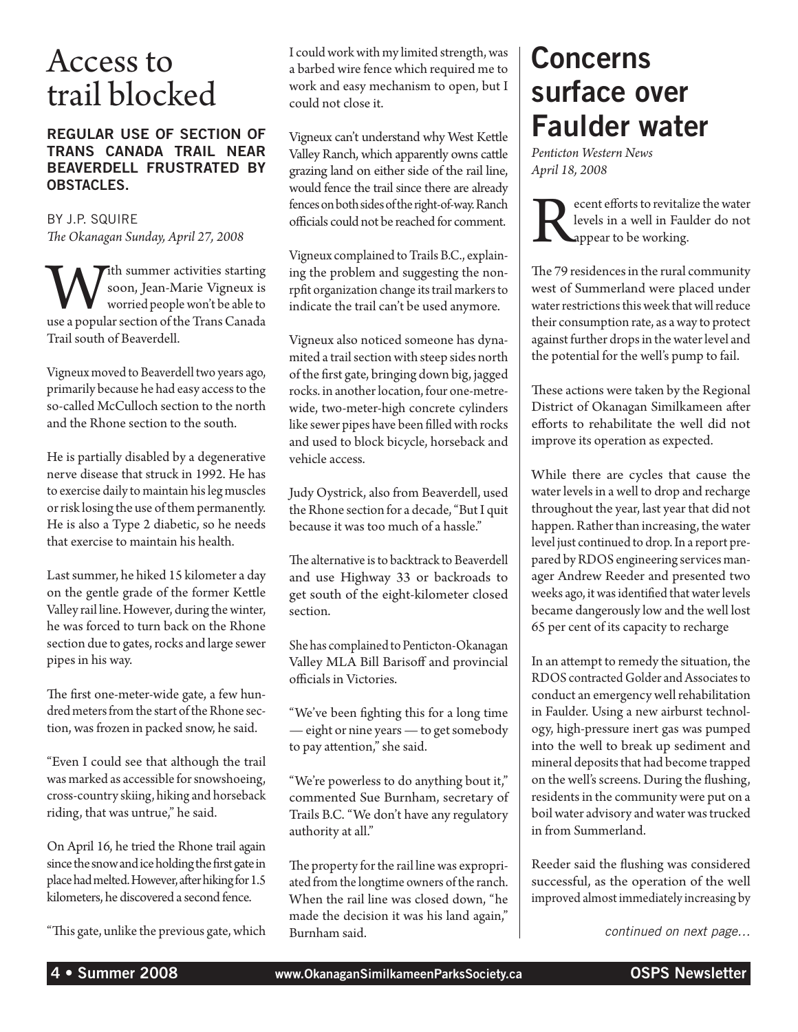# Access to trail blocked

**REGULAR USE OF SECTION OF TRANS CANADA TRAIL NEAR BEAVERDELL FRUSTRATED BY OBSTACLES.**

BY J.P. SQUIRE
*The Okanagan Sunday, April 27, 2008*

With summer activities starting soon, Jean-Marie Vigneux is worried people won't be able to use a popular section of the Trans Canada Trail south of Beaverdell.

Vigneux moved to Beaverdell two years ago, primarily because he had easy access to the so-called McCulloch section to the north and the Rhone section to the south.

He is partially disabled by a degenerative nerve disease that struck in 1992. He has to exercise daily to maintain his leg muscles or risk losing the use of them permanently. He is also a Type 2 diabetic, so he needs that exercise to maintain his health.

Last summer, he hiked 15 kilometer a day on the gentle grade of the former Kettle Valley rail line. However, during the winter, he was forced to turn back on the Rhone section due to gates, rocks and large sewer pipes in his way.

The first one-meter-wide gate, a few hundred meters from the start of the Rhone section, was frozen in packed snow, he said.

"Even I could see that although the trail was marked as accessible for snowshoeing, cross-country skiing, hiking and horseback riding, that was untrue," he said.

On April 16, he tried the Rhone trail again since the snow and ice holding the first gate in place had melted. However, after hiking for 1.5 kilometers, he discovered a second fence.

"This gate, unlike the previous gate, which I could work with my limited strength, was a barbed wire fence which required me to work and easy mechanism to open, but I could not close it.

Vigneux can't understand why West Kettle Valley Ranch, which apparently owns cattle grazing land on either side of the rail line, would fence the trail since there are already fences on both sides of the right-of-way. Ranch officials could not be reached for comment.

Vigneux complained to Trails B.C., explaining the problem and suggesting the nonrpfit organization change its trail markers to indicate the trail can't be used anymore.

Vigneux also noticed someone has dynamited a trail section with steep sides north of the first gate, bringing down big, jagged rocks. in another location, four one-metre-wide, two-meter-high concrete cylinders like sewer pipes have been filled with rocks and used to block bicycle, horseback and vehicle access.

Judy Oystrick, also from Beaverdell, used the Rhone section for a decade, "But I quit because it was too much of a hassle."

The alternative is to backtrack to Beaverdell and use Highway 33 or backroads to get south of the eight-kilometer closed section.

She has complained to Penticton-Okanagan Valley MLA Bill Barisoff and provincial officials in Victories.

"We've been fighting this for a long time — eight or nine years — to get somebody to pay attention," she said.

"We're powerless to do anything bout it," commented Sue Burnham, secretary of Trails B.C. "We don't have any regulatory authority at all."

The property for the rail line was expropriated from the longtime owners of the ranch. When the rail line was closed down, "he made the decision it was his land again," Burnham said.

# Concerns surface over Faulder water

*Penticton Western News*
*April 18, 2008*

Recent efforts to revitalize the water levels in a well in Faulder do not appear to be working.

The 79 residences in the rural community west of Summerland were placed under water restrictions this week that will reduce their consumption rate, as a way to protect against further drops in the water level and the potential for the well's pump to fail.

These actions were taken by the Regional District of Okanagan Similkameen after efforts to rehabilitate the well did not improve its operation as expected.

While there are cycles that cause the water levels in a well to drop and recharge throughout the year, last year that did not happen. Rather than increasing, the water level just continued to drop. In a report prepared by RDOS engineering services manager Andrew Reeder and presented two weeks ago, it was identified that water levels became dangerously low and the well lost 65 per cent of its capacity to recharge

In an attempt to remedy the situation, the RDOS contracted Golder and Associates to conduct an emergency well rehabilitation in Faulder. Using a new airburst technology, high-pressure inert gas was pumped into the well to break up sediment and mineral deposits that had become trapped on the well's screens. During the flushing, residents in the community were put on a boil water advisory and water was trucked in from Summerland.

Reeder said the flushing was considered successful, as the operation of the well improved almost immediately increasing by

*continued on next page…*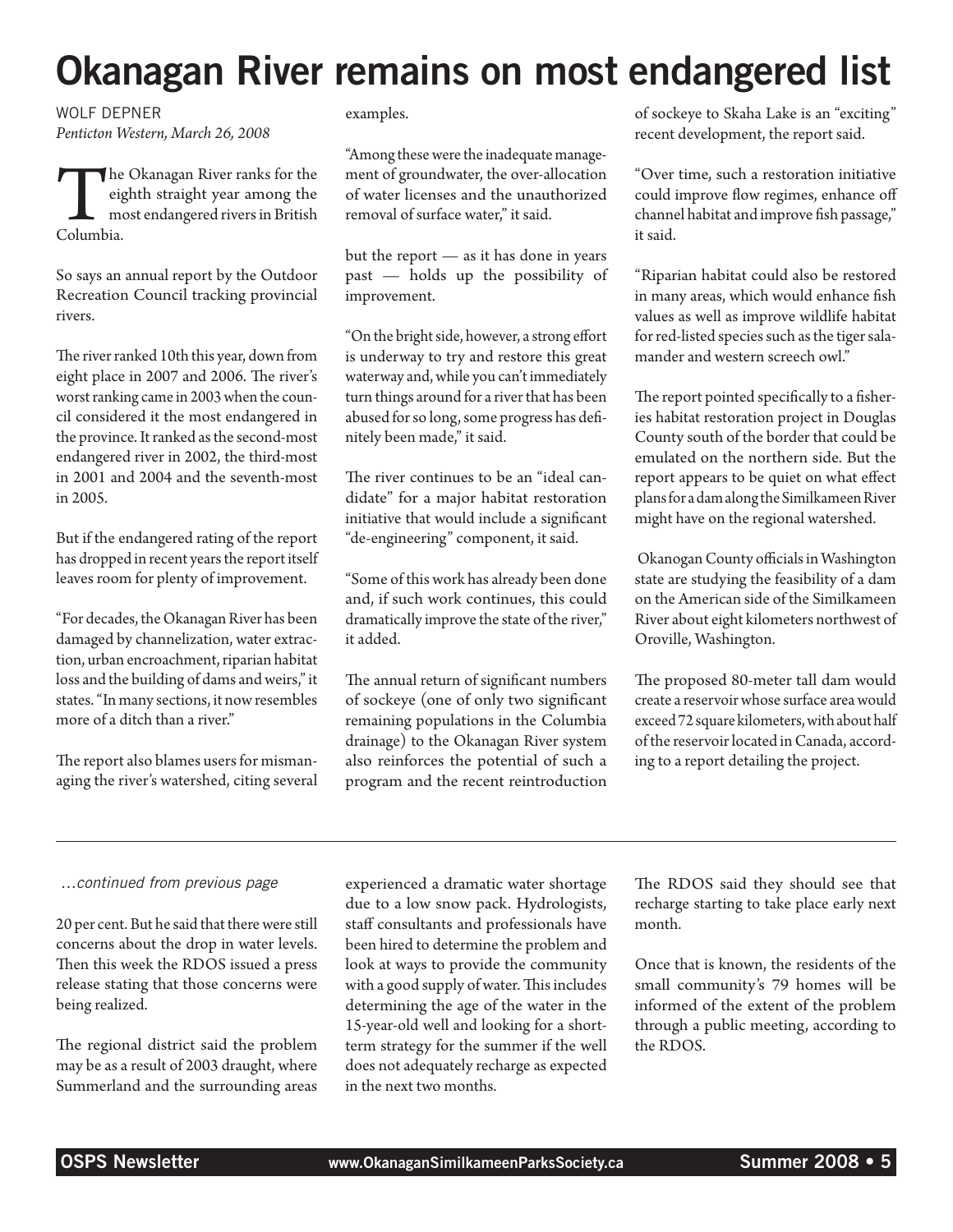# Okanagan River remains on most endangered list

WOLF DEPNER
*Penticton Western, March 26, 2008*

The Okanagan River ranks for the eighth straight year among the most endangered rivers in British Columbia.

So says an annual report by the Outdoor Recreation Council tracking provincial rivers.

The river ranked 10th this year, down from eight place in 2007 and 2006. The river's worst ranking came in 2003 when the council considered it the most endangered in the province. It ranked as the second-most endangered river in 2002, the third-most in 2001 and 2004 and the seventh-most in 2005.

But if the endangered rating of the report has dropped in recent years the report itself leaves room for plenty of improvement.

"For decades, the Okanagan River has been damaged by channelization, water extraction, urban encroachment, riparian habitat loss and the building of dams and weirs," it states. "In many sections, it now resembles more of a ditch than a river."

The report also blames users for mismanaging the river's watershed, citing several examples.

"Among these were the inadequate management of groundwater, the over-allocation of water licenses and the unauthorized removal of surface water," it said.

but the report — as it has done in years past — holds up the possibility of improvement.

"On the bright side, however, a strong effort is underway to try and restore this great waterway and, while you can't immediately turn things around for a river that has been abused for so long, some progress has definitely been made," it said.

The river continues to be an "ideal candidate" for a major habitat restoration initiative that would include a significant "de-engineering" component, it said.

"Some of this work has already been done and, if such work continues, this could dramatically improve the state of the river," it added.

The annual return of significant numbers of sockeye (one of only two significant remaining populations in the Columbia drainage) to the Okanagan River system also reinforces the potential of such a program and the recent reintroduction of sockeye to Skaha Lake is an "exciting" recent development, the report said.

"Over time, such a restoration initiative could improve flow regimes, enhance off channel habitat and improve fish passage," it said.

"Riparian habitat could also be restored in many areas, which would enhance fish values as well as improve wildlife habitat for red-listed species such as the tiger salamander and western screech owl."

The report pointed specifically to a fisheries habitat restoration project in Douglas County south of the border that could be emulated on the northern side. But the report appears to be quiet on what effect plans for a dam along the Similkameen River might have on the regional watershed.

Okanogan County officials in Washington state are studying the feasibility of a dam on the American side of the Similkameen River about eight kilometers northwest of Oroville, Washington.

The proposed 80-meter tall dam would create a reservoir whose surface area would exceed 72 square kilometers, with about half of the reservoir located in Canada, according to a report detailing the project.

---

*...continued from previous page*

20 per cent. But he said that there were still concerns about the drop in water levels. Then this week the RDOS issued a press release stating that those concerns were being realized.

The regional district said the problem may be as a result of 2003 draught, where Summerland and the surrounding areas experienced a dramatic water shortage due to a low snow pack. Hydrologists, staff consultants and professionals have been hired to determine the problem and look at ways to provide the community with a good supply of water. This includes determining the age of the water in the 15-year-old well and looking for a short-term strategy for the summer if the well does not adequately recharge as expected in the next two months.

The RDOS said they should see that recharge starting to take place early next month.

Once that is known, the residents of the small community's 79 homes will be informed of the extent of the problem through a public meeting, according to the RDOS.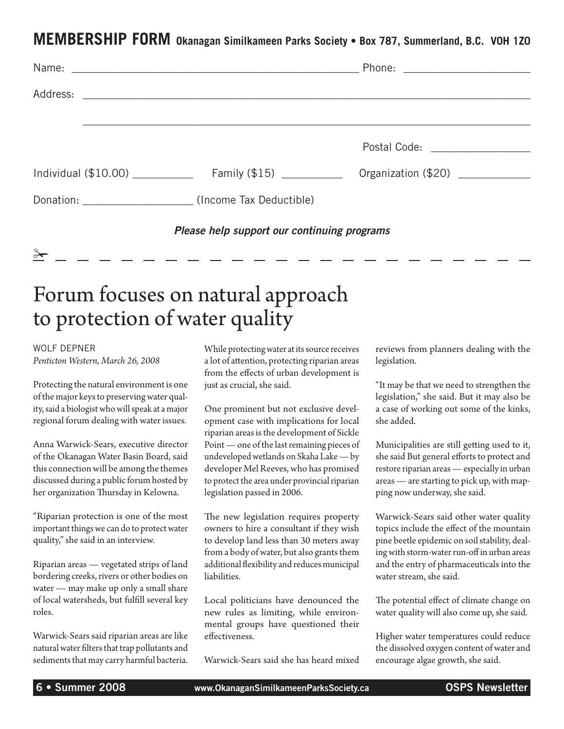## MEMBERSHIP FORM Okanagan Similkameen Parks Society • Box 787, Summerland, B.C. V0H 1Z0

Name: ______________________________ Phone: ______________

Address: ____________________________________________

____________________________________________

Postal Code: ______________

Individual ($10.00) __________ Family ($15) __________ Organization ($20) __________

Donation: __________________ (Income Tax Deductible)

***Please help support our continuing programs***

✂ - - - - - - - - - - - - - - - - - - - - - -

# Forum focuses on natural approach to protection of water quality

WOLF DEPNER
*Penticton Western, March 26, 2008*

Protecting the natural environment is one of the major keys to preserving water quality, said a biologist who will speak at a major regional forum dealing with water issues.

Anna Warwick-Sears, executive director of the Okanagan Water Basin Board, said this connection will be among the themes discussed during a public forum hosted by her organization Thursday in Kelowna.

"Riparian protection is one of the most important things we can do to protect water quality," she said in an interview.

Riparian areas — vegetated strips of land bordering creeks, rivers or other bodies on water — may make up only a small share of local watersheds, but fulfill several key roles.

Warwick-Sears said riparian areas are like natural water filters that trap pollutants and sediments that may carry harmful bacteria.

While protecting water at its source receives a lot of attention, protecting riparian areas from the effects of urban development is just as crucial, she said.

One prominent but not exclusive development case with implications for local riparian areas is the development of Sickle Point — one of the last remaining pieces of undeveloped wetlands on Skaha Lake — by developer Mel Reeves, who has promised to protect the area under provincial riparian legislation passed in 2006.

The new legislation requires property owners to hire a consultant if they wish to develop land less than 30 meters away from a body of water, but also grants them additional flexibility and reduces municipal liabilities.

Local politicians have denounced the new rules as limiting, while environmental groups have questioned their effectiveness.

Warwick-Sears said she has heard mixed reviews from planners dealing with the legislation.

"It may be that we need to strengthen the legislation," she said. But it may also be a case of working out some of the kinks, she added.

Municipalities are still getting used to it, she said But general efforts to protect and restore riparian areas — especially in urban areas — are starting to pick up, with mapping now underway, she said.

Warwick-Sears said other water quality topics include the effect of the mountain pine beetle epidemic on soil stability, dealing with storm-water run-off in urban areas and the entry of pharmaceuticals into the water stream, she said.

The potential effect of climate change on water quality will also come up, she said.

Higher water temperatures could reduce the dissolved oxygen content of water and encourage algae growth, she said.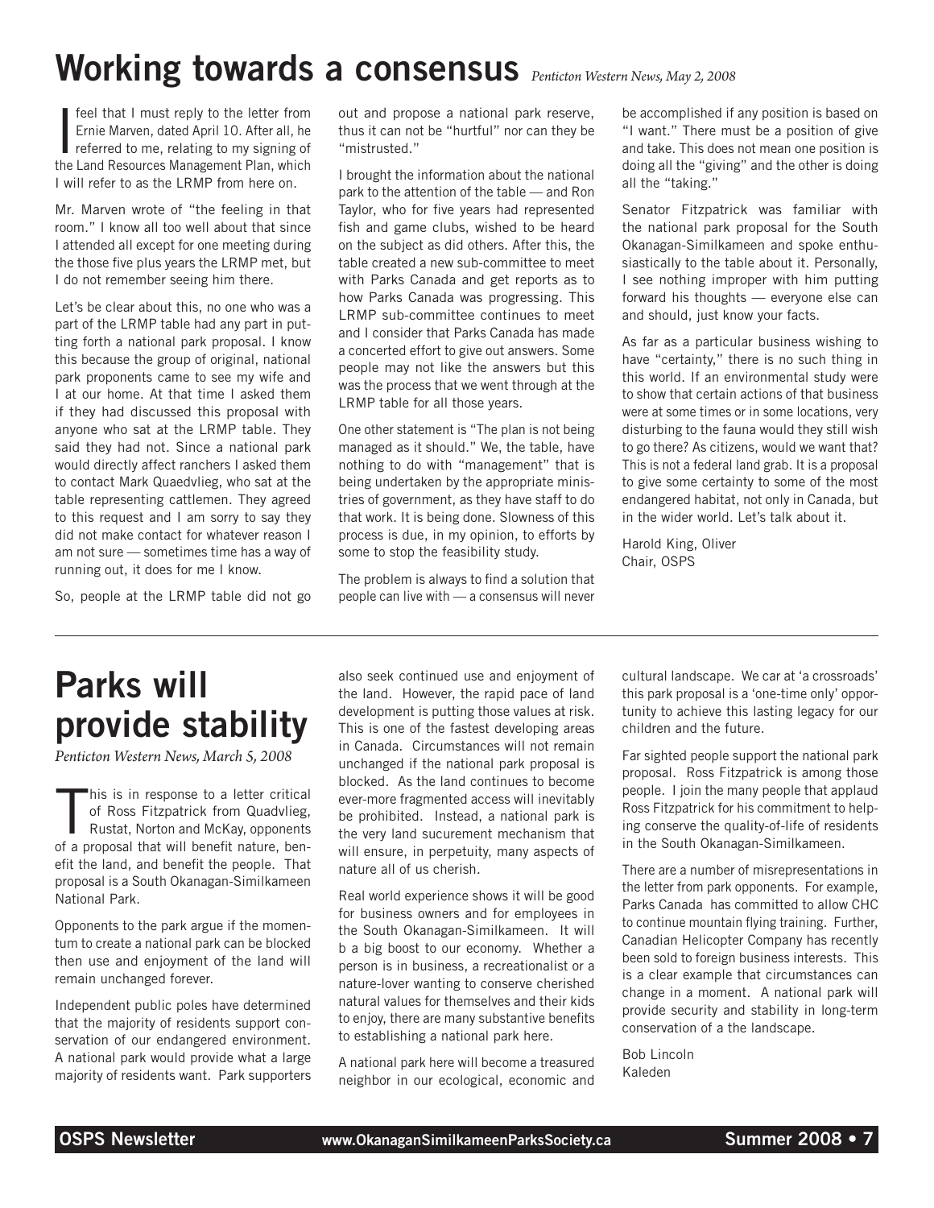# Working towards a consensus

*Penticton Western News, May 2, 2008*

I feel that I must reply to the letter from Ernie Marven, dated April 10. After all, he referred to me, relating to my signing of the Land Resources Management Plan, which I will refer to as the LRMP from here on.

Mr. Marven wrote of "the feeling in that room." I know all too well about that since I attended all except for one meeting during the those five plus years the LRMP met, but I do not remember seeing him there.

Let's be clear about this, no one who was a part of the LRMP table had any part in putting forth a national park proposal. I know this because the group of original, national park proponents came to see my wife and I at our home. At that time I asked them if they had discussed this proposal with anyone who sat at the LRMP table. They said they had not. Since a national park would directly affect ranchers I asked them to contact Mark Quaedvlieg, who sat at the table representing cattlemen. They agreed to this request and I am sorry to say they did not make contact for whatever reason I am not sure — sometimes time has a way of running out, it does for me I know.

So, people at the LRMP table did not go out and propose a national park reserve, thus it can not be "hurtful" nor can they be "mistrusted."

I brought the information about the national park to the attention of the table — and Ron Taylor, who for five years had represented fish and game clubs, wished to be heard on the subject as did others. After this, the table created a new sub-committee to meet with Parks Canada and get reports as to how Parks Canada was progressing. This LRMP sub-committee continues to meet and I consider that Parks Canada has made a concerted effort to give out answers. Some people may not like the answers but this was the process that we went through at the LRMP table for all those years.

One other statement is "The plan is not being managed as it should." We, the table, have nothing to do with "management" that is being undertaken by the appropriate ministries of government, as they have staff to do that work. It is being done. Slowness of this process is due, in my opinion, to efforts by some to stop the feasibility study.

The problem is always to find a solution that people can live with — a consensus will never be accomplished if any position is based on "I want." There must be a position of give and take. This does not mean one position is doing all the "giving" and the other is doing all the "taking."

Senator Fitzpatrick was familiar with the national park proposal for the South Okanagan-Similkameen and spoke enthusiastically to the table about it. Personally, I see nothing improper with him putting forward his thoughts — everyone else can and should, just know your facts.

As far as a particular business wishing to have "certainty," there is no such thing in this world. If an environmental study were to show that certain actions of that business were at some times or in some locations, very disturbing to the fauna would they still wish to go there? As citizens, would we want that? This is not a federal land grab. It is a proposal to give some certainty to some of the most endangered habitat, not only in Canada, but in the wider world. Let's talk about it.

Harold King, Oliver
Chair, OSPS

# Parks will provide stability

*Penticton Western News, March 5, 2008*

This is in response to a letter critical of Ross Fitzpatrick from Quadvlieg, Rustat, Norton and McKay, opponents of a proposal that will benefit nature, benefit the land, and benefit the people. That proposal is a South Okanagan-Similkameen National Park.

Opponents to the park argue if the momentum to create a national park can be blocked then use and enjoyment of the land will remain unchanged forever.

Independent public poles have determined that the majority of residents support conservation of our endangered environment. A national park would provide what a large majority of residents want. Park supporters also seek continued use and enjoyment of the land. However, the rapid pace of land development is putting those values at risk. This is one of the fastest developing areas in Canada. Circumstances will not remain unchanged if the national park proposal is blocked. As the land continues to become ever-more fragmented access will inevitably be prohibited. Instead, a national park is the very land sucurement mechanism that will ensure, in perpetuity, many aspects of nature all of us cherish.

Real world experience shows it will be good for business owners and for employees in the South Okanagan-Similkameen. It will b a big boost to our economy. Whether a person is in business, a recreationalist or a nature-lover wanting to conserve cherished natural values for themselves and their kids to enjoy, there are many substantive benefits to establishing a national park here.

A national park here will become a treasured neighbor in our ecological, economic and cultural landscape. We car at 'a crossroads' this park proposal is a 'one-time only' opportunity to achieve this lasting legacy for our children and the future.

Far sighted people support the national park proposal. Ross Fitzpatrick is among those people. I join the many people that applaud Ross Fitzpatrick for his commitment to helping conserve the quality-of-life of residents in the South Okanagan-Similkameen.

There are a number of misrepresentations in the letter from park opponents. For example, Parks Canada has committed to allow CHC to continue mountain flying training. Further, Canadian Helicopter Company has recently been sold to foreign business interests. This is a clear example that circumstances can change in a moment. A national park will provide security and stability in long-term conservation of a the landscape.

Bob Lincoln
Kaleden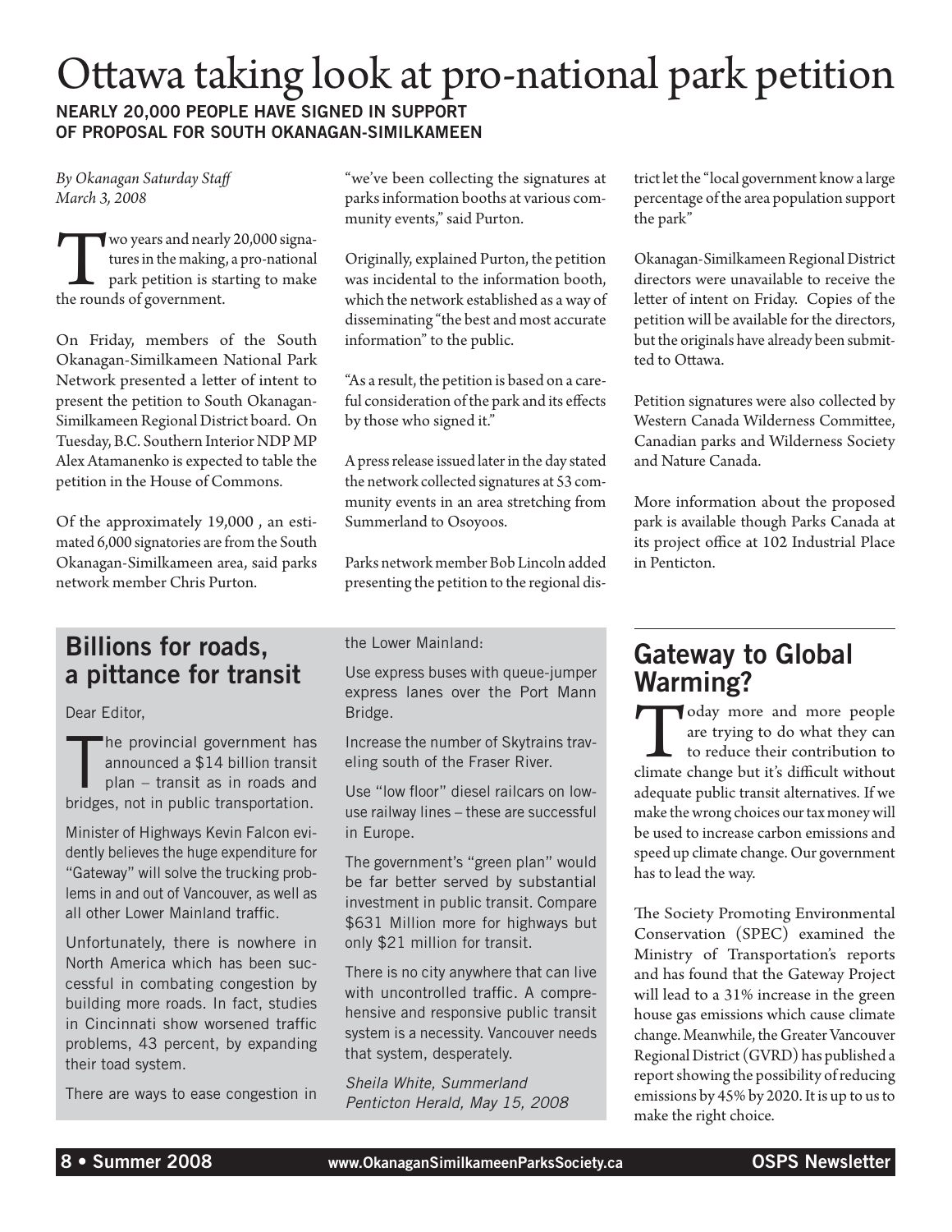# Ottawa taking look at pro-national park petition

**NEARLY 20,000 PEOPLE HAVE SIGNED IN SUPPORT OF PROPOSAL FOR SOUTH OKANAGAN-SIMILKAMEEN**

*By Okanagan Saturday Staff*
*March 3, 2008*

Two years and nearly 20,000 signatures in the making, a pro-national park petition is starting to make the rounds of government.

On Friday, members of the South Okanagan-Similkameen National Park Network presented a letter of intent to present the petition to South Okanagan-Similkameen Regional District board. On Tuesday, B.C. Southern Interior NDP MP Alex Atamanenko is expected to table the petition in the House of Commons.

Of the approximately 19,000 , an estimated 6,000 signatories are from the South Okanagan-Similkameen area, said parks network member Chris Purton.

"we've been collecting the signatures at parks information booths at various community events," said Purton.

Originally, explained Purton, the petition was incidental to the information booth, which the network established as a way of disseminating "the best and most accurate information" to the public.

"As a result, the petition is based on a careful consideration of the park and its effects by those who signed it."

A press release issued later in the day stated the network collected signatures at 53 community events in an area stretching from Summerland to Osoyoos.

Parks network member Bob Lincoln added presenting the petition to the regional district let the "local government know a large percentage of the area population support the park"

Okanagan-Similkameen Regional District directors were unavailable to receive the letter of intent on Friday. Copies of the petition will be available for the directors, but the originals have already been submitted to Ottawa.

Petition signatures were also collected by Western Canada Wilderness Committee, Canadian parks and Wilderness Society and Nature Canada.

More information about the proposed park is available though Parks Canada at its project office at 102 Industrial Place in Penticton.

## Billions for roads, a pittance for transit

Dear Editor,

The provincial government has announced a $14 billion transit plan – transit as in roads and bridges, not in public transportation.

Minister of Highways Kevin Falcon evidently believes the huge expenditure for "Gateway" will solve the trucking problems in and out of Vancouver, as well as all other Lower Mainland traffic.

Unfortunately, there is nowhere in North America which has been successful in combating congestion by building more roads. In fact, studies in Cincinnati show worsened traffic problems, 43 percent, by expanding their toad system.

There are ways to ease congestion in the Lower Mainland:

Use express buses with queue-jumper express lanes over the Port Mann Bridge.

Increase the number of Skytrains traveling south of the Fraser River.

Use "low floor" diesel railcars on low-use railway lines – these are successful in Europe.

The government's "green plan" would be far better served by substantial investment in public transit. Compare $631 Million more for highways but only $21 million for transit.

There is no city anywhere that can live with uncontrolled traffic. A comprehensive and responsive public transit system is a necessity. Vancouver needs that system, desperately.

*Sheila White, Summerland*
*Penticton Herald, May 15, 2008*

## Gateway to Global Warming?

Today more and more people are trying to do what they can to reduce their contribution to climate change but it's difficult without adequate public transit alternatives. If we make the wrong choices our tax money will be used to increase carbon emissions and speed up climate change. Our government has to lead the way.

The Society Promoting Environmental Conservation (SPEC) examined the Ministry of Transportation's reports and has found that the Gateway Project will lead to a 31% increase in the green house gas emissions which cause climate change. Meanwhile, the Greater Vancouver Regional District (GVRD) has published a report showing the possibility of reducing emissions by 45% by 2020. It is up to us to make the right choice.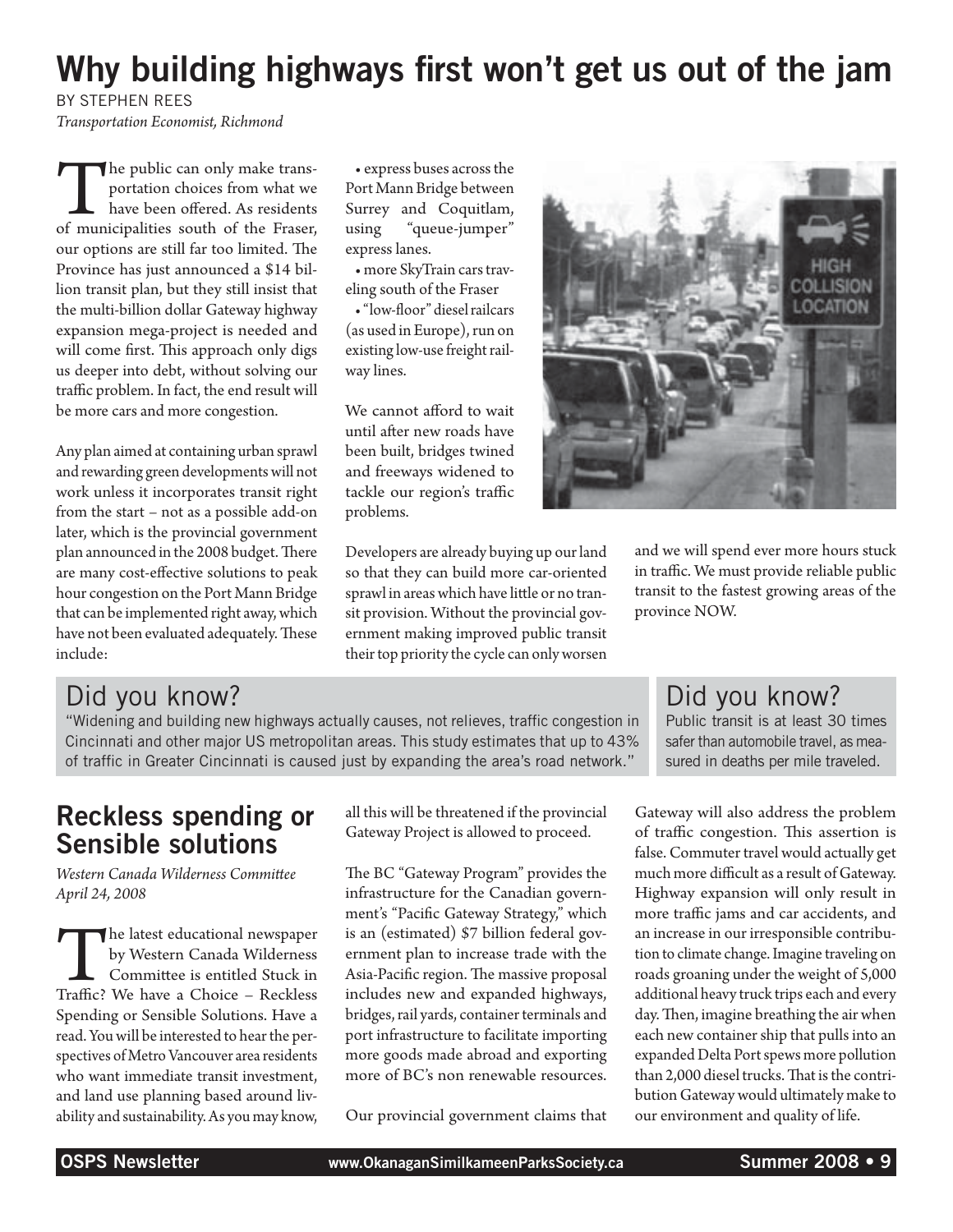# Why building highways first won't get us out of the jam

BY STEPHEN REES

*Transportation Economist, Richmond*

The public can only make transportation choices from what we have been offered. As residents of municipalities south of the Fraser, our options are still far too limited. The Province has just announced a $14 billion transit plan, but they still insist that the multi-billion dollar Gateway highway expansion mega-project is needed and will come first. This approach only digs us deeper into debt, without solving our traffic problem. In fact, the end result will be more cars and more congestion.

Any plan aimed at containing urban sprawl and rewarding green developments will not work unless it incorporates transit right from the start – not as a possible add-on later, which is the provincial government plan announced in the 2008 budget. There are many cost-effective solutions to peak hour congestion on the Port Mann Bridge that can be implemented right away, which have not been evaluated adequately. These include:

- express buses across the Port Mann Bridge between Surrey and Coquitlam, using "queue-jumper" express lanes.
- more SkyTrain cars traveling south of the Fraser
- "low-floor" diesel railcars (as used in Europe), run on existing low-use freight railway lines.

We cannot afford to wait until after new roads have been built, bridges twined and freeways widened to tackle our region's traffic problems.

Developers are already buying up our land so that they can build more car-oriented sprawl in areas which have little or no transit provision. Without the provincial government making improved public transit their top priority the cycle can only worsen and we will spend ever more hours stuck in traffic. We must provide reliable public transit to the fastest growing areas of the province NOW.

## Did you know?

"Widening and building new highways actually causes, not relieves, traffic congestion in Cincinnati and other major US metropolitan areas. This study estimates that up to 43% of traffic in Greater Cincinnati is caused just by expanding the area's road network."

## Did you know?

Public transit is at least 30 times safer than automobile travel, as measured in deaths per mile traveled.

## Reckless spending or Sensible solutions

*Western Canada Wilderness Committee*
*April 24, 2008*

The latest educational newspaper by Western Canada Wilderness Committee is entitled Stuck in Traffic? We have a Choice – Reckless Spending or Sensible Solutions. Have a read. You will be interested to hear the perspectives of Metro Vancouver area residents who want immediate transit investment, and land use planning based around livability and sustainability. As you may know, all this will be threatened if the provincial Gateway Project is allowed to proceed.

The BC "Gateway Program" provides the infrastructure for the Canadian government's "Pacific Gateway Strategy," which is an (estimated) $7 billion federal government plan to increase trade with the Asia-Pacific region. The massive proposal includes new and expanded highways, bridges, rail yards, container terminals and port infrastructure to facilitate importing more goods made abroad and exporting more of BC's non renewable resources.

Our provincial government claims that Gateway will also address the problem of traffic congestion. This assertion is false. Commuter travel would actually get much more difficult as a result of Gateway. Highway expansion will only result in more traffic jams and car accidents, and an increase in our irresponsible contribution to climate change. Imagine traveling on roads groaning under the weight of 5,000 additional heavy truck trips each and every day. Then, imagine breathing the air when each new container ship that pulls into an expanded Delta Port spews more pollution than 2,000 diesel trucks. That is the contribution Gateway would ultimately make to our environment and quality of life.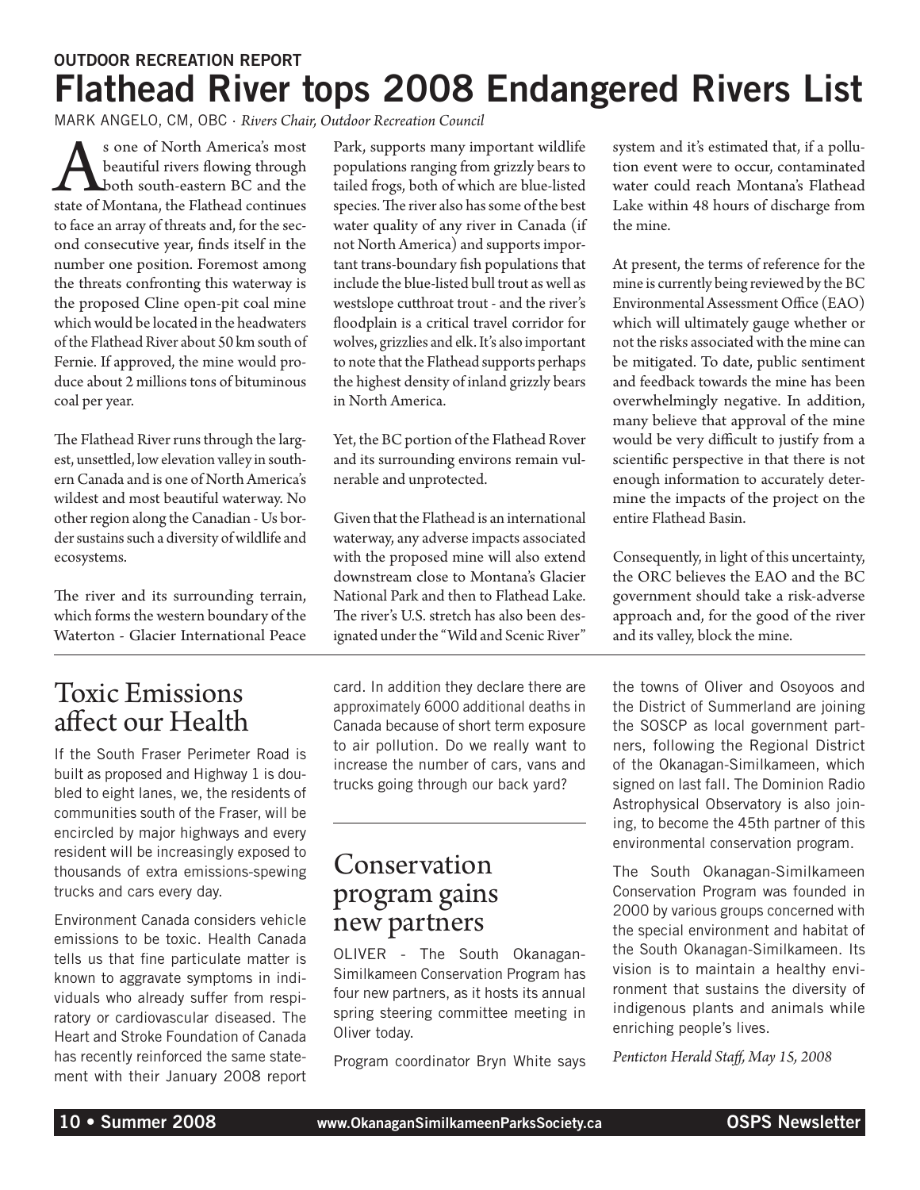OUTDOOR RECREATION REPORT

# Flathead River tops 2008 Endangered Rivers List

MARK ANGELO, CM, OBC · *Rivers Chair, Outdoor Recreation Council*

As one of North America's most beautiful rivers flowing through both south-eastern BC and the state of Montana, the Flathead continues to face an array of threats and, for the second consecutive year, finds itself in the number one position. Foremost among the threats confronting this waterway is the proposed Cline open-pit coal mine which would be located in the headwaters of the Flathead River about 50 km south of Fernie. If approved, the mine would produce about 2 millions tons of bituminous coal per year.

The Flathead River runs through the largest, unsettled, low elevation valley in southern Canada and is one of North America's wildest and most beautiful waterway. No other region along the Canadian - Us border sustains such a diversity of wildlife and ecosystems.

The river and its surrounding terrain, which forms the western boundary of the Waterton - Glacier International Peace Park, supports many important wildlife populations ranging from grizzly bears to tailed frogs, both of which are blue-listed species. The river also has some of the best water quality of any river in Canada (if not North America) and supports important trans-boundary fish populations that include the blue-listed bull trout as well as westslope cutthroat trout - and the river's floodplain is a critical travel corridor for wolves, grizzlies and elk. It's also important to note that the Flathead supports perhaps the highest density of inland grizzly bears in North America.

Yet, the BC portion of the Flathead Rover and its surrounding environs remain vulnerable and unprotected.

Given that the Flathead is an international waterway, any adverse impacts associated with the proposed mine will also extend downstream close to Montana's Glacier National Park and then to Flathead Lake. The river's U.S. stretch has also been designated under the "Wild and Scenic River" system and it's estimated that, if a pollution event were to occur, contaminated water could reach Montana's Flathead Lake within 48 hours of discharge from the mine.

At present, the terms of reference for the mine is currently being reviewed by the BC Environmental Assessment Office (EAO) which will ultimately gauge whether or not the risks associated with the mine can be mitigated. To date, public sentiment and feedback towards the mine has been overwhelmingly negative. In addition, many believe that approval of the mine would be very difficult to justify from a scientific perspective in that there is not enough information to accurately determine the impacts of the project on the entire Flathead Basin.

Consequently, in light of this uncertainty, the ORC believes the EAO and the BC government should take a risk-adverse approach and, for the good of the river and its valley, block the mine.

## Toxic Emissions affect our Health

If the South Fraser Perimeter Road is built as proposed and Highway 1 is doubled to eight lanes, we, the residents of communities south of the Fraser, will be encircled by major highways and every resident will be increasingly exposed to thousands of extra emissions-spewing trucks and cars every day.

Environment Canada considers vehicle emissions to be toxic. Health Canada tells us that fine particulate matter is known to aggravate symptoms in individuals who already suffer from respiratory or cardiovascular diseased. The Heart and Stroke Foundation of Canada has recently reinforced the same statement with their January 2008 report card. In addition they declare there are approximately 6000 additional deaths in Canada because of short term exposure to air pollution. Do we really want to increase the number of cars, vans and trucks going through our back yard?

## Conservation program gains new partners

OLIVER - The South Okanagan-Similkameen Conservation Program has four new partners, as it hosts its annual spring steering committee meeting in Oliver today.

Program coordinator Bryn White says the towns of Oliver and Osoyoos and the District of Summerland are joining the SOSCP as local government partners, following the Regional District of the Okanagan-Similkameen, which signed on last fall. The Dominion Radio Astrophysical Observatory is also joining, to become the 45th partner of this environmental conservation program.

The South Okanagan-Similkameen Conservation Program was founded in 2000 by various groups concerned with the special environment and habitat of the South Okanagan-Similkameen. Its vision is to maintain a healthy environment that sustains the diversity of indigenous plants and animals while enriching people's lives.

*Penticton Herald Staff, May 15, 2008*